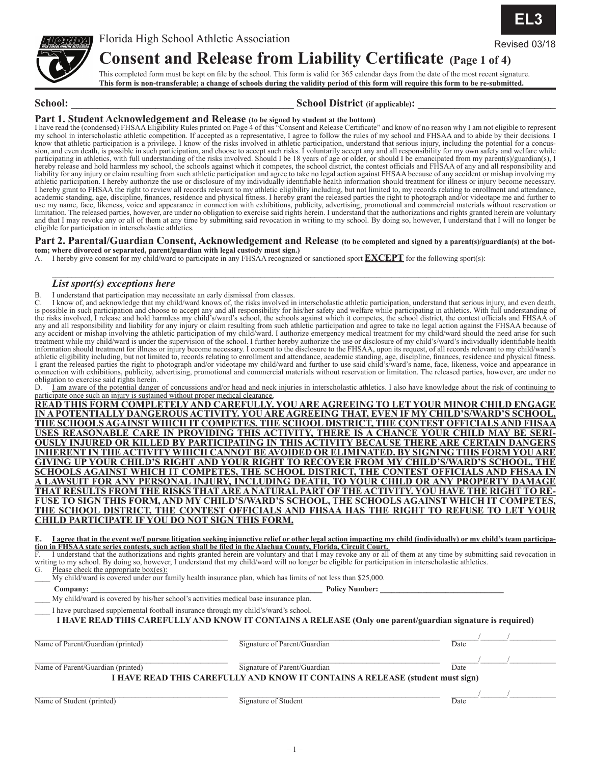EL3

Florida High School Athletic Association

Revised 03/18

# Consent and Release from Liability Certificate (Page 1 of 4)

This completed form must be kept on file by the school. This form is valid for 365 calendar days from the date of the most recent signature.
**This form is non-transferable; a change of schools during the validity period of this form will require this form to be re-submitted.**

**School:** ___________________________________________ **School District (if applicable):** ___________________________

## Part 1. Student Acknowledgement and Release (to be signed by student at the bottom)

I have read the (condensed) FHSAA Eligibility Rules printed on Page 4 of this "Consent and Release Certificate" and know of no reason why I am not eligible to represent my school in interscholastic athletic competition. If accepted as a representative, I agree to follow the rules of my school and FHSAA and to abide by their decisions. I know that athletic participation is a privilege. I know of the risks involved in athletic participation, understand that serious injury, including the potential for a concussion, and even death, is possible in such participation, and choose to accept such risks. I voluntarily accept any and all responsibility for my own safety and welfare while participating in athletics, with full understanding of the risks involved. Should I be 18 years of age or older, or should I be emancipated from my parent(s)/guardian(s), I hereby release and hold harmless my school, the schools against which it competes, the school district, the contest officials and FHSAA of any and all responsibility and liability for any injury or claim resulting from such athletic participation and agree to take no legal action against FHSAA because of any accident or mishap involving my athletic participation. I hereby authorize the use or disclosure of my individually identifiable health information should treatment for illness or injury become necessary. I hereby grant to FHSAA the right to review all records relevant to my athletic eligibility including, but not limited to, my records relating to enrollment and attendance, academic standing, age, discipline, finances, residence and physical fitness. I hereby grant the released parties the right to photograph and/or videotape me and further to use my name, face, likeness, voice and appearance in connection with exhibitions, publicity, advertising, promotional and commercial materials without reservation or limitation. The released parties, however, are under no obligation to exercise said rights herein. I understand that the authorizations and rights granted herein are voluntary and that I may revoke any or all of them at any time by submitting said revocation in writing to my school. By doing so, however, I understand that I will no longer be eligible for participation in interscholastic athletics.

## Part 2. Parental/Guardian Consent, Acknowledgement and Release (to be completed and signed by a parent(s)/guardian(s) at the bottom; where divorced or separated, parent/guardian with legal custody must sign.)

A. I hereby give consent for my child/ward to participate in any FHSAA recognized or sanctioned sport **EXCEPT** for the following sport(s):

_______________________________________________________________________________________________

*List sport(s) exceptions here*

B. I understand that participation may necessitate an early dismissal from classes.

C. I know of, and acknowledge that my child/ward knows of, the risks involved in interscholastic athletic participation, understand that serious injury, and even death, is possible in such participation and choose to accept any and all responsibility for his/her safety and welfare while participating in athletics. With full understanding of the risks involved, I release and hold harmless my child's/ward's school, the schools against which it competes, the school district, the contest officials and FHSAA of any and all responsibility and liability for any injury or claim resulting from such athletic participation and agree to take no legal action against the FHSAA because of any accident or mishap involving the athletic participation of my child/ward. I authorize emergency medical treatment for my child/ward should the need arise for such treatment while my child/ward is under the supervision of the school. I further hereby authorize the use or disclosure of my child's/ward's individually identifiable health information should treatment for illness or injury become necessary. I consent to the disclosure to the FHSAA, upon its request, of all records relevant to my child/ward's athletic eligibility including, but not limited to, records relating to enrollment and attendance, academic standing, age, discipline, finances, residence and physical fitness. I grant the released parties the right to photograph and/or videotape my child/ward and further to use said child's/ward's name, face, likeness, voice and appearance in connection with exhibitions, publicity, advertising, promotional and commercial materials without reservation or limitation. The released parties, however, are under no obligation to exercise said rights herein.

D. I am aware of the potential danger of concussions and/or head and neck injuries in interscholastic athletics. I also have knowledge about the risk of continuing to participate once such an injury is sustained without proper medical clearance.

**READ THIS FORM COMPLETELY AND CAREFULLY. YOU ARE AGREEING TO LET YOUR MINOR CHILD ENGAGE IN A POTENTIALLY DANGEROUS ACTIVITY. YOU ARE AGREEING THAT, EVEN IF MY CHILD'S/WARD'S SCHOOL, THE SCHOOLS AGAINST WHICH IT COMPETES, THE SCHOOL DISTRICT, THE CONTEST OFFICIALS AND FHSAA USES REASONABLE CARE IN PROVIDING THIS ACTIVITY, THERE IS A CHANCE YOUR CHILD MAY BE SERIOUSLY INJURED OR KILLED BY PARTICIPATING IN THIS ACTIVITY BECAUSE THERE ARE CERTAIN DANGERS INHERENT IN THE ACTIVITY WHICH CANNOT BE AVOIDED OR ELIMINATED. BY SIGNING THIS FORM YOU ARE GIVING UP YOUR CHILD'S RIGHT AND YOUR RIGHT TO RECOVER FROM MY CHILD'S/WARD'S SCHOOL, THE SCHOOLS AGAINST WHICH IT COMPETES, THE SCHOOL DISTRICT, THE CONTEST OFFICIALS AND FHSAA IN A LAWSUIT FOR ANY PERSONAL INJURY, INCLUDING DEATH, TO YOUR CHILD OR ANY PROPERTY DAMAGE THAT RESULTS FROM THE RISKS THAT ARE A NATURAL PART OF THE ACTIVITY. YOU HAVE THE RIGHT TO REFUSE TO SIGN THIS FORM, AND MY CHILD'S/WARD'S SCHOOL, THE SCHOOLS AGAINST WHICH IT COMPETES, THE SCHOOL DISTRICT, THE CONTEST OFFICIALS AND FHSAA HAS THE RIGHT TO REFUSE TO LET YOUR CHILD PARTICIPATE IF YOU DO NOT SIGN THIS FORM.**

**E. I agree that in the event we/I pursue litigation seeking injunctive relief or other legal action impacting my child (individually) or my child's team participation in FHSAA state series contests, such action shall be filed in the Alachua County, Florida, Circuit Court.**

F. I understand that the authorizations and rights granted herein are voluntary and that I may revoke any or all of them at any time by submitting said revocation in writing to my school. By doing so, however, I understand that my child/ward will no longer be eligible for participation in interscholastic athletics.

G. Please check the appropriate box(es):

____ My child/ward is covered under our family health insurance plan, which has limits of not less than $25,000.

**Company:** ________________________________________ **Policy Number:** ______________________

____ My child/ward is covered by his/her school's activities medical base insurance plan.

____ I have purchased supplemental football insurance through my child's/ward's school.

**I HAVE READ THIS CAREFULLY AND KNOW IT CONTAINS A RELEASE (Only one parent/guardian signature is required)**

______________________________ ______________________________ ____/____/______
Name of Parent/Guardian (printed) Signature of Parent/Guardian Date

______________________________ ______________________________ ____/____/______
Name of Parent/Guardian (printed) Signature of Parent/Guardian Date

**I HAVE READ THIS CAREFULLY AND KNOW IT CONTAINS A RELEASE (student must sign)**

______________________________ ______________________________ ____/____/______
Name of Student (printed) Signature of Student Date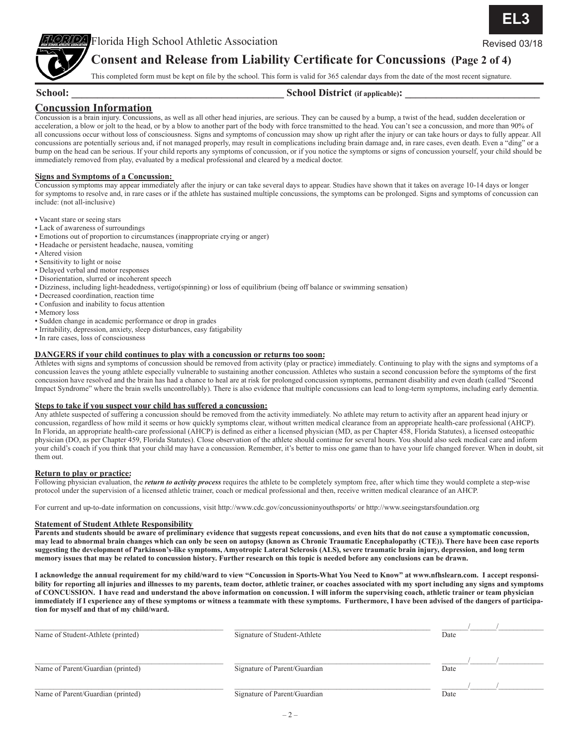**EL3**

Florida High School Athletic Association

Revised 03/18

# Consent and Release from Liability Certificate for Concussions (Page 2 of 4)

This completed form must be kept on file by the school. This form is valid for 365 calendar days from the date of the most recent signature.

**School:** ________________________________________ **School District** (if applicable)**:** ___________________________

## Concussion Information

Concussion is a brain injury. Concussions, as well as all other head injuries, are serious. They can be caused by a bump, a twist of the head, sudden deceleration or acceleration, a blow or jolt to the head, or by a blow to another part of the body with force transmitted to the head. You can't see a concussion, and more than 90% of all concussions occur without loss of consciousness. Signs and symptoms of concussion may show up right after the injury or can take hours or days to fully appear. All concussions are potentially serious and, if not managed properly, may result in complications including brain damage and, in rare cases, even death. Even a "ding" or a bump on the head can be serious. If your child reports any symptoms of concussion, or if you notice the symptoms or signs of concussion yourself, your child should be immediately removed from play, evaluated by a medical professional and cleared by a medical doctor.

### Signs and Symptoms of a Concussion:

Concussion symptoms may appear immediately after the injury or can take several days to appear. Studies have shown that it takes on average 10-14 days or longer for symptoms to resolve and, in rare cases or if the athlete has sustained multiple concussions, the symptoms can be prolonged. Signs and symptoms of concussion can include: (not all-inclusive)

- Vacant stare or seeing stars
- Lack of awareness of surroundings
- Emotions out of proportion to circumstances (inappropriate crying or anger)
- Headache or persistent headache, nausea, vomiting
- Altered vision
- Sensitivity to light or noise
- Delayed verbal and motor responses
- Disorientation, slurred or incoherent speech
- Dizziness, including light-headedness, vertigo(spinning) or loss of equilibrium (being off balance or swimming sensation)
- Decreased coordination, reaction time
- Confusion and inability to focus attention
- Memory loss
- Sudden change in academic performance or drop in grades
- Irritability, depression, anxiety, sleep disturbances, easy fatigability
- In rare cases, loss of consciousness

### DANGERS if your child continues to play with a concussion or returns too soon:

Athletes with signs and symptoms of concussion should be removed from activity (play or practice) immediately. Continuing to play with the signs and symptoms of a concussion leaves the young athlete especially vulnerable to sustaining another concussion. Athletes who sustain a second concussion before the symptoms of the first concussion have resolved and the brain has had a chance to heal are at risk for prolonged concussion symptoms, permanent disability and even death (called "Second Impact Syndrome" where the brain swells uncontrollably). There is also evidence that multiple concussions can lead to long-term symptoms, including early dementia.

### Steps to take if you suspect your child has suffered a concussion:

Any athlete suspected of suffering a concussion should be removed from the activity immediately. No athlete may return to activity after an apparent head injury or concussion, regardless of how mild it seems or how quickly symptoms clear, without written medical clearance from an appropriate health-care professional (AHCP). In Florida, an appropriate health-care professional (AHCP) is defined as either a licensed physician (MD, as per Chapter 458, Florida Statutes), a licensed osteopathic physician (DO, as per Chapter 459, Florida Statutes). Close observation of the athlete should continue for several hours. You should also seek medical care and inform your child's coach if you think that your child may have a concussion. Remember, it's better to miss one game than to have your life changed forever. When in doubt, sit them out.

### Return to play or practice:

Following physician evaluation, the ***return to activity process*** requires the athlete to be completely symptom free, after which time they would complete a step-wise protocol under the supervision of a licensed athletic trainer, coach or medical professional and then, receive written medical clearance of an AHCP.

For current and up-to-date information on concussions, visit http://www.cdc.gov/concussioninyouthsports/ or http://www.seeingstarsfoundation.org

### Statement of Student Athlete Responsibility

**Parents and students should be aware of preliminary evidence that suggests repeat concussions, and even hits that do not cause a symptomatic concussion, may lead to abnormal brain changes which can only be seen on autopsy (known as Chronic Traumatic Encephalopathy (CTE)). There have been case reports suggesting the development of Parkinson's-like symptoms, Amyotropic Lateral Sclerosis (ALS), severe traumatic brain injury, depression, and long term memory issues that may be related to concussion history. Further research on this topic is needed before any conclusions can be drawn.**

**I acknowledge the annual requirement for my child/ward to view "Concussion in Sports-What You Need to Know" at www.nfhslearn.com. I accept responsibility for reporting all injuries and illnesses to my parents, team doctor, athletic trainer, or coaches associated with my sport including any signs and symptoms of CONCUSSION. I have read and understand the above information on concussion. I will inform the supervising coach, athletic trainer or team physician immediately if I experience any of these symptoms or witness a teammate with these symptoms. Furthermore, I have been advised of the dangers of participation for myself and that of my child/ward.**

______________________________ ______________________________ _____/_____/_______
Name of Student-Athlete (printed) Signature of Student-Athlete Date

______________________________ ______________________________ _____/_____/_______
Name of Parent/Guardian (printed) Signature of Parent/Guardian Date

______________________________ ______________________________ _____/_____/_______
Name of Parent/Guardian (printed) Signature of Parent/Guardian Date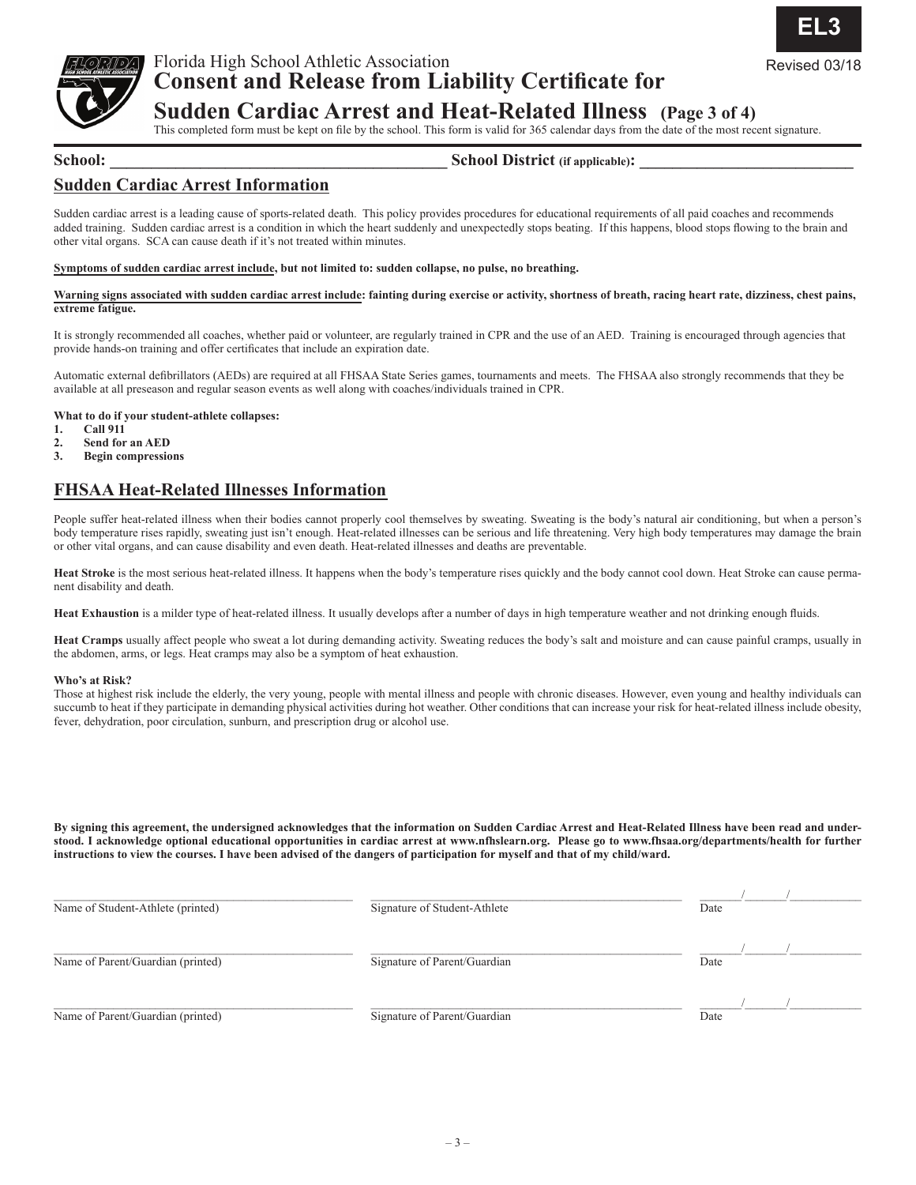**EL3**

Revised 03/18

Florida High School Athletic Association

# Consent and Release from Liability Certificate for Sudden Cardiac Arrest and Heat-Related Illness (Page 3 of 4)

This completed form must be kept on file by the school. This form is valid for 365 calendar days from the date of the most recent signature.

**School:** ________________________________________ **School District (if applicable):** ___________________________

## Sudden Cardiac Arrest Information

Sudden cardiac arrest is a leading cause of sports-related death. This policy provides procedures for educational requirements of all paid coaches and recommends added training. Sudden cardiac arrest is a condition in which the heart suddenly and unexpectedly stops beating. If this happens, blood stops flowing to the brain and other vital organs. SCA can cause death if it's not treated within minutes.

**Symptoms of sudden cardiac arrest include, but not limited to: sudden collapse, no pulse, no breathing.**

**Warning signs associated with sudden cardiac arrest include: fainting during exercise or activity, shortness of breath, racing heart rate, dizziness, chest pains, extreme fatigue.**

It is strongly recommended all coaches, whether paid or volunteer, are regularly trained in CPR and the use of an AED. Training is encouraged through agencies that provide hands-on training and offer certificates that include an expiration date.

Automatic external defibrillators (AEDs) are required at all FHSAA State Series games, tournaments and meets. The FHSAA also strongly recommends that they be available at all preseason and regular season events as well along with coaches/individuals trained in CPR.

**What to do if your student-athlete collapses:**

1. **Call 911**
2. **Send for an AED**
3. **Begin compressions**

## FHSAA Heat-Related Illnesses Information

People suffer heat-related illness when their bodies cannot properly cool themselves by sweating. Sweating is the body's natural air conditioning, but when a person's body temperature rises rapidly, sweating just isn't enough. Heat-related illnesses can be serious and life threatening. Very high body temperatures may damage the brain or other vital organs, and can cause disability and even death. Heat-related illnesses and deaths are preventable.

**Heat Stroke** is the most serious heat-related illness. It happens when the body's temperature rises quickly and the body cannot cool down. Heat Stroke can cause permanent disability and death.

**Heat Exhaustion** is a milder type of heat-related illness. It usually develops after a number of days in high temperature weather and not drinking enough fluids.

**Heat Cramps** usually affect people who sweat a lot during demanding activity. Sweating reduces the body's salt and moisture and can cause painful cramps, usually in the abdomen, arms, or legs. Heat cramps may also be a symptom of heat exhaustion.

**Who's at Risk?**

Those at highest risk include the elderly, the very young, people with mental illness and people with chronic diseases. However, even young and healthy individuals can succumb to heat if they participate in demanding physical activities during hot weather. Other conditions that can increase your risk for heat-related illness include obesity, fever, dehydration, poor circulation, sunburn, and prescription drug or alcohol use.

**By signing this agreement, the undersigned acknowledges that the information on Sudden Cardiac Arrest and Heat-Related Illness have been read and understood. I acknowledge optional educational opportunities in cardiac arrest at www.nfhslearn.org. Please go to www.fhsaa.org/departments/health for further instructions to view the courses. I have been advised of the dangers of participation for myself and that of my child/ward.**

________________________________ ________________________________ ______/______/__________

Name of Student-Athlete (printed) | Signature of Student-Athlete | Date

________________________________ ________________________________ ______/______/__________

Name of Parent/Guardian (printed) | Signature of Parent/Guardian | Date

________________________________ ________________________________ ______/______/__________

Name of Parent/Guardian (printed) | Signature of Parent/Guardian | Date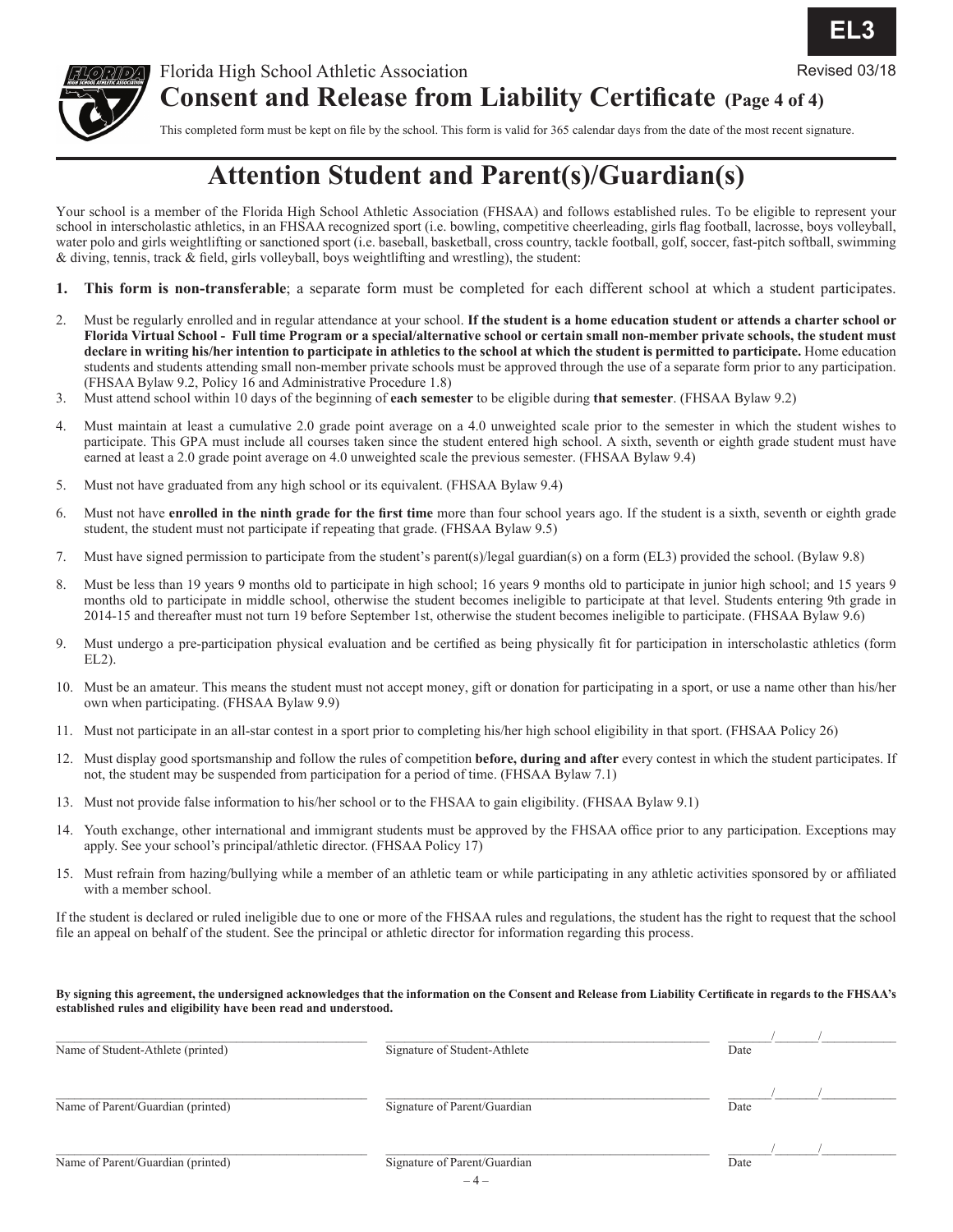EL3

Florida High School Athletic Association

Revised 03/18

# Consent and Release from Liability Certificate (Page 4 of 4)

This completed form must be kept on file by the school. This form is valid for 365 calendar days from the date of the most recent signature.

## Attention Student and Parent(s)/Guardian(s)

Your school is a member of the Florida High School Athletic Association (FHSAA) and follows established rules. To be eligible to represent your school in interscholastic athletics, in an FHSAA recognized sport (i.e. bowling, competitive cheerleading, girls flag football, lacrosse, boys volleyball, water polo and girls weightlifting or sanctioned sport (i.e. baseball, basketball, cross country, tackle football, golf, soccer, fast-pitch softball, swimming & diving, tennis, track & field, girls volleyball, boys weightlifting and wrestling), the student:

1. **This form is non-transferable**; a separate form must be completed for each different school at which a student participates.
2. Must be regularly enrolled and in regular attendance at your school. **If the student is a home education student or attends a charter school or Florida Virtual School - Full time Program or a special/alternative school or certain small non-member private schools, the student must declare in writing his/her intention to participate in athletics to the school at which the student is permitted to participate.** Home education students and students attending small non-member private schools must be approved through the use of a separate form prior to any participation. (FHSAA Bylaw 9.2, Policy 16 and Administrative Procedure 1.8)
3. Must attend school within 10 days of the beginning of **each semester** to be eligible during **that semester**. (FHSAA Bylaw 9.2)
4. Must maintain at least a cumulative 2.0 grade point average on a 4.0 unweighted scale prior to the semester in which the student wishes to participate. This GPA must include all courses taken since the student entered high school. A sixth, seventh or eighth grade student must have earned at least a 2.0 grade point average on 4.0 unweighted scale the previous semester. (FHSAA Bylaw 9.4)
5. Must not have graduated from any high school or its equivalent. (FHSAA Bylaw 9.4)
6. Must not have **enrolled in the ninth grade for the first time** more than four school years ago. If the student is a sixth, seventh or eighth grade student, the student must not participate if repeating that grade. (FHSAA Bylaw 9.5)
7. Must have signed permission to participate from the student's parent(s)/legal guardian(s) on a form (EL3) provided the school. (Bylaw 9.8)
8. Must be less than 19 years 9 months old to participate in high school; 16 years 9 months old to participate in junior high school; and 15 years 9 months old to participate in middle school, otherwise the student becomes ineligible to participate at that level. Students entering 9th grade in 2014-15 and thereafter must not turn 19 before September 1st, otherwise the student becomes ineligible to participate. (FHSAA Bylaw 9.6)
9. Must undergo a pre-participation physical evaluation and be certified as being physically fit for participation in interscholastic athletics (form EL2).
10. Must be an amateur. This means the student must not accept money, gift or donation for participating in a sport, or use a name other than his/her own when participating. (FHSAA Bylaw 9.9)
11. Must not participate in an all-star contest in a sport prior to completing his/her high school eligibility in that sport. (FHSAA Policy 26)
12. Must display good sportsmanship and follow the rules of competition **before, during and after** every contest in which the student participates. If not, the student may be suspended from participation for a period of time. (FHSAA Bylaw 7.1)
13. Must not provide false information to his/her school or to the FHSAA to gain eligibility. (FHSAA Bylaw 9.1)
14. Youth exchange, other international and immigrant students must be approved by the FHSAA office prior to any participation. Exceptions may apply. See your school's principal/athletic director. (FHSAA Policy 17)
15. Must refrain from hazing/bullying while a member of an athletic team or while participating in any athletic activities sponsored by or affiliated with a member school.

If the student is declared or ruled ineligible due to one or more of the FHSAA rules and regulations, the student has the right to request that the school file an appeal on behalf of the student. See the principal or athletic director for information regarding this process.

**By signing this agreement, the undersigned acknowledges that the information on the Consent and Release from Liability Certificate in regards to the FHSAA's established rules and eligibility have been read and understood.**

| | | |
|---|---|---|
| Name of Student-Athlete (printed) | Signature of Student-Athlete | Date ____/____/____ |
| Name of Parent/Guardian (printed) | Signature of Parent/Guardian | Date ____/____/____ |
| Name of Parent/Guardian (printed) | Signature of Parent/Guardian | Date ____/____/____ |